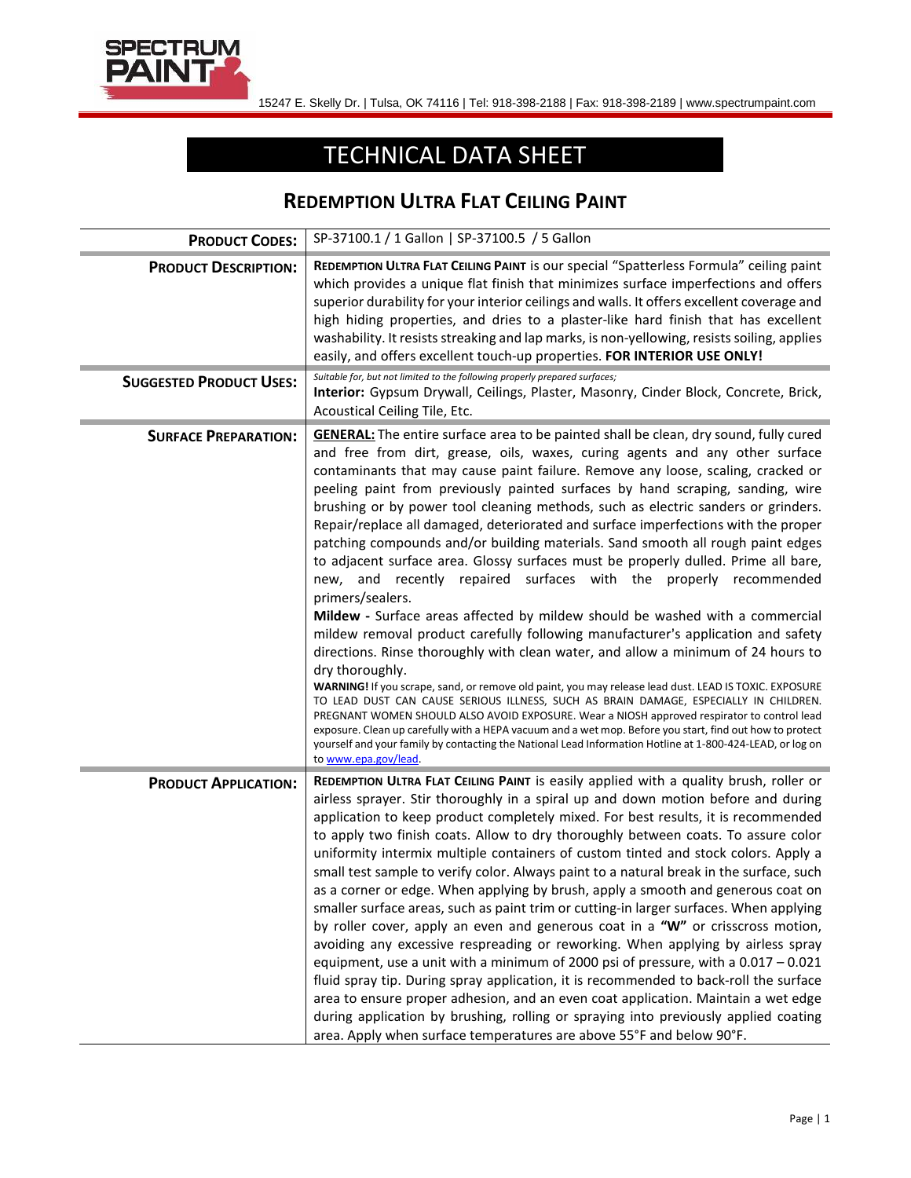SPECTRUM PAINT

15247 E. Skelly Dr. | Tulsa, OK 74116 | Tel: 918-398-2188 | Fax: 918-398-2189 | www.spectrumpaint.com

# TECHNICAL DATA SHEET

## REDEMPTION ULTRA FLAT CEILING PAINT

| | |
|---|---|
| **PRODUCT CODES:** | SP-37100.1 / 1 Gallon \| SP-37100.5 / 5 Gallon |
| **PRODUCT DESCRIPTION:** | **REDEMPTION ULTRA FLAT CEILING PAINT** is our special "Spatterless Formula" ceiling paint which provides a unique flat finish that minimizes surface imperfections and offers superior durability for your interior ceilings and walls. It offers excellent coverage and high hiding properties, and dries to a plaster-like hard finish that has excellent washability. It resists streaking and lap marks, is non-yellowing, resists soiling, applies easily, and offers excellent touch-up properties. **FOR INTERIOR USE ONLY!** |
| **SUGGESTED PRODUCT USES:** | *Suitable for, but not limited to the following properly prepared surfaces;* <br> **Interior:** Gypsum Drywall, Ceilings, Plaster, Masonry, Cinder Block, Concrete, Brick, Acoustical Ceiling Tile, Etc. |
| **SURFACE PREPARATION:** | **GENERAL:** The entire surface area to be painted shall be clean, dry sound, fully cured and free from dirt, grease, oils, waxes, curing agents and any other surface contaminants that may cause paint failure. Remove any loose, scaling, cracked or peeling paint from previously painted surfaces by hand scraping, sanding, wire brushing or by power tool cleaning methods, such as electric sanders or grinders. Repair/replace all damaged, deteriorated and surface imperfections with the proper patching compounds and/or building materials. Sand smooth all rough paint edges to adjacent surface area. Glossy surfaces must be properly dulled. Prime all bare, new, and recently repaired surfaces with the properly recommended primers/sealers. <br> **Mildew -** Surface areas affected by mildew should be washed with a commercial mildew removal product carefully following manufacturer's application and safety directions. Rinse thoroughly with clean water, and allow a minimum of 24 hours to dry thoroughly. <br> **WARNING!** If you scrape, sand, or remove old paint, you may release lead dust. LEAD IS TOXIC. EXPOSURE TO LEAD DUST CAN CAUSE SERIOUS ILLNESS, SUCH AS BRAIN DAMAGE, ESPECIALLY IN CHILDREN. PREGNANT WOMEN SHOULD ALSO AVOID EXPOSURE. Wear a NIOSH approved respirator to control lead exposure. Clean up carefully with a HEPA vacuum and a wet mop. Before you start, find out how to protect yourself and your family by contacting the National Lead Information Hotline at 1-800-424-LEAD, or log on to www.epa.gov/lead. |
| **PRODUCT APPLICATION:** | **REDEMPTION ULTRA FLAT CEILING PAINT** is easily applied with a quality brush, roller or airless sprayer. Stir thoroughly in a spiral up and down motion before and during application to keep product completely mixed. For best results, it is recommended to apply two finish coats. Allow to dry thoroughly between coats. To assure color uniformity intermix multiple containers of custom tinted and stock colors. Apply a small test sample to verify color. Always paint to a natural break in the surface, such as a corner or edge. When applying by brush, apply a smooth and generous coat on smaller surface areas, such as paint trim or cutting-in larger surfaces. When applying by roller cover, apply an even and generous coat in a **"W"** or crisscross motion, avoiding any excessive respreading or reworking. When applying by airless spray equipment, use a unit with a minimum of 2000 psi of pressure, with a 0.017 – 0.021 fluid spray tip. During spray application, it is recommended to back-roll the surface area to ensure proper adhesion, and an even coat application. Maintain a wet edge during application by brushing, rolling or spraying into previously applied coating area. Apply when surface temperatures are above 55°F and below 90°F. |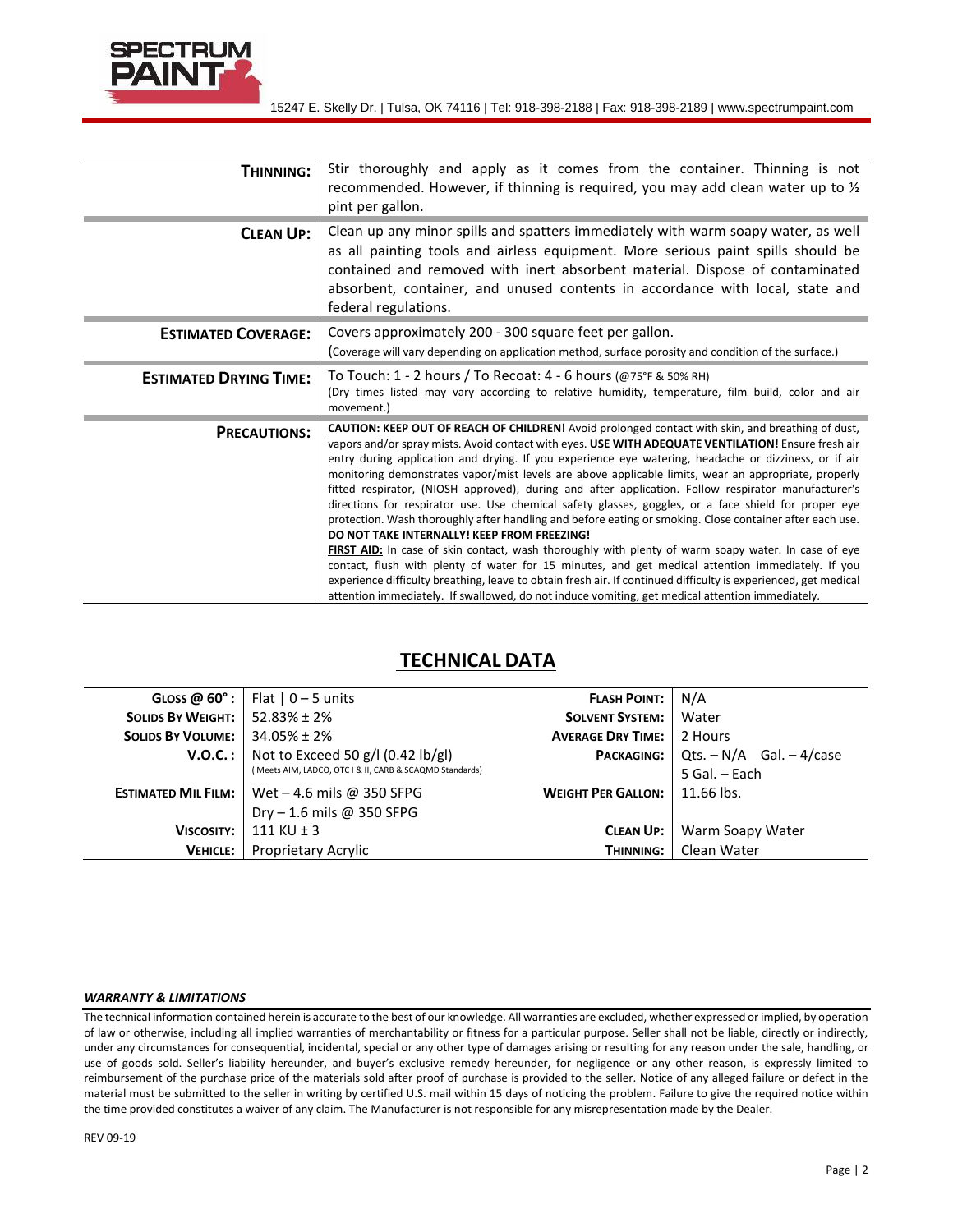15247 E. Skelly Dr. | Tulsa, OK 74116 | Tel: 918-398-2188 | Fax: 918-398-2189 | www.spectrumpaint.com

| | |
|---|---|
| **THINNING:** | Stir thoroughly and apply as it comes from the container. Thinning is not recommended. However, if thinning is required, you may add clean water up to ½ pint per gallon. |
| **CLEAN UP:** | Clean up any minor spills and spatters immediately with warm soapy water, as well as all painting tools and airless equipment. More serious paint spills should be contained and removed with inert absorbent material. Dispose of contaminated absorbent, container, and unused contents in accordance with local, state and federal regulations. |
| **ESTIMATED COVERAGE:** | Covers approximately 200 - 300 square feet per gallon. (Coverage will vary depending on application method, surface porosity and condition of the surface.) |
| **ESTIMATED DRYING TIME:** | To Touch: 1 - 2 hours / To Recoat: 4 - 6 hours (@75°F & 50% RH) (Dry times listed may vary according to relative humidity, temperature, film build, color and air movement.) |
| **PRECAUTIONS:** | **CAUTION: KEEP OUT OF REACH OF CHILDREN!** Avoid prolonged contact with skin, and breathing of dust, vapors and/or spray mists. Avoid contact with eyes. **USE WITH ADEQUATE VENTILATION!** Ensure fresh air entry during application and drying. If you experience eye watering, headache or dizziness, or if air monitoring demonstrates vapor/mist levels are above applicable limits, wear an appropriate, properly fitted respirator, (NIOSH approved), during and after application. Follow respirator manufacturer's directions for respirator use. Use chemical safety glasses, goggles, or a face shield for proper eye protection. Wash thoroughly after handling and before eating or smoking. Close container after each use. **DO NOT TAKE INTERNALLY! KEEP FROM FREEZING!** **FIRST AID:** In case of skin contact, wash thoroughly with plenty of warm soapy water. In case of eye contact, flush with plenty of water for 15 minutes, and get medical attention immediately. If you experience difficulty breathing, leave to obtain fresh air. If continued difficulty is experienced, get medical attention immediately. If swallowed, do not induce vomiting, get medical attention immediately. |

## TECHNICAL DATA

| | | | |
|---|---|---|---|
| **GLOSS @ 60°:** | Flat \| 0 – 5 units | **FLASH POINT:** | N/A |
| **SOLIDS BY WEIGHT:** | 52.83% ± 2% | **SOLVENT SYSTEM:** | Water |
| **SOLIDS BY VOLUME:** | 34.05% ± 2% | **AVERAGE DRY TIME:** | 2 Hours |
| **V.O.C.:** | Not to Exceed 50 g/l (0.42 lb/gl) (Meets AIM, LADCO, OTC I & II, CARB & SCAQMD Standards) | **PACKAGING:** | Qts. – N/A Gal. – 4/case<br>5 Gal. – Each |
| **ESTIMATED MIL FILM:** | Wet – 4.6 mils @ 350 SFPG<br>Dry – 1.6 mils @ 350 SFPG | **WEIGHT PER GALLON:** | 11.66 lbs. |
| **VISCOSITY:** | 111 KU ± 3 | **CLEAN UP:** | Warm Soapy Water |
| **VEHICLE:** | Proprietary Acrylic | **THINNING:** | Clean Water |

***WARRANTY & LIMITATIONS***

The technical information contained herein is accurate to the best of our knowledge. All warranties are excluded, whether expressed or implied, by operation of law or otherwise, including all implied warranties of merchantability or fitness for a particular purpose. Seller shall not be liable, directly or indirectly, under any circumstances for consequential, incidental, special or any other type of damages arising or resulting for any reason under the sale, handling, or use of goods sold. Seller's liability hereunder, and buyer's exclusive remedy hereunder, for negligence or any other reason, is expressly limited to reimbursement of the purchase price of the materials sold after proof of purchase is provided to the seller. Notice of any alleged failure or defect in the material must be submitted to the seller in writing by certified U.S. mail within 15 days of noticing the problem. Failure to give the required notice within the time provided constitutes a waiver of any claim. The Manufacturer is not responsible for any misrepresentation made by the Dealer.

REV 09-19